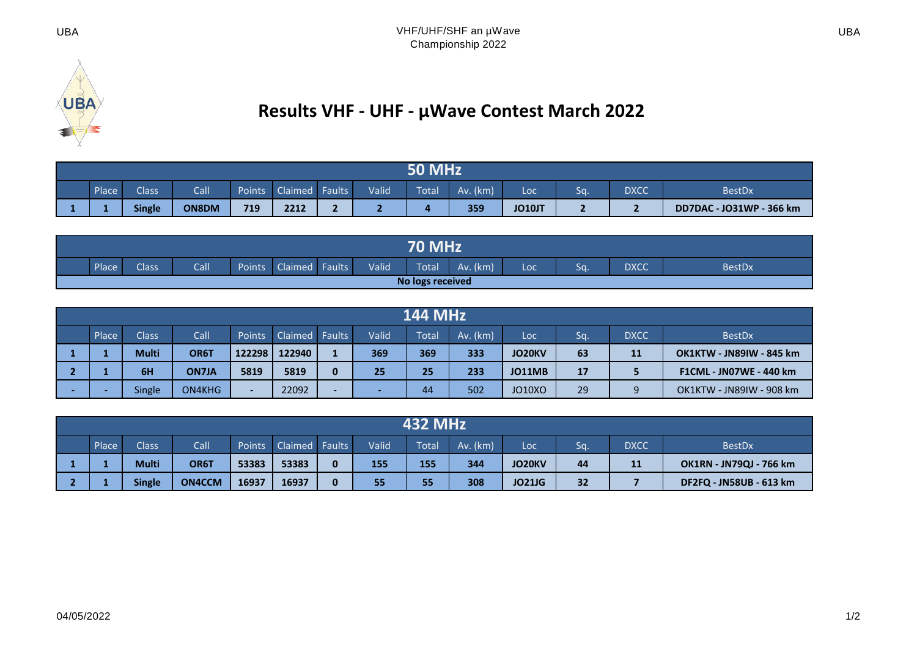# Results VHF - UHF - µWave Contest March 2022

| 50 MHz | | | | | | | | | | | | | |
|---|---|---|---|---|---|---|---|---|---|---|---|---|---|
| | Place | Class | Call | Points | Claimed | Faults | Valid | Total | Av. (km) | Loc | Sq. | DXCC | BestDx |
| **1** | **1** | **Single** | **ON8DM** | **719** | **2212** | **2** | **2** | **4** | **359** | **JO10JT** | **2** | **2** | **DD7DAC - JO31WP - 366 km** |

| 70 MHz | | | | | | | | | | | | | |
|---|---|---|---|---|---|---|---|---|---|---|---|---|---|
| | Place | Class | Call | Points | Claimed | Faults | Valid | Total | Av. (km) | Loc | Sq. | DXCC | BestDx |
| **No logs received** | | | | | | | | | | | | | |

| 144 MHz | | | | | | | | | | | | | |
|---|---|---|---|---|---|---|---|---|---|---|---|---|---|
| | Place | Class | Call | Points | Claimed | Faults | Valid | Total | Av. (km) | Loc | Sq. | DXCC | BestDx |
| **1** | **1** | **Multi** | **OR6T** | **122298** | **122940** | **1** | **369** | **369** | **333** | **JO20KV** | **63** | **11** | **OK1KTW - JN89IW - 845 km** |
| **2** | **1** | **6H** | **ON7JA** | **5819** | **5819** | **0** | **25** | **25** | **233** | **JO11MB** | **17** | **5** | **F1CML - JN07WE - 440 km** |
| - | - | Single | ON4KHG | - | 22092 | - | - | 44 | 502 | JO10XO | 29 | 9 | OK1KTW - JN89IW - 908 km |

| 432 MHz | | | | | | | | | | | | | |
|---|---|---|---|---|---|---|---|---|---|---|---|---|---|
| | Place | Class | Call | Points | Claimed | Faults | Valid | Total | Av. (km) | Loc | Sq. | DXCC | BestDx |
| **1** | **1** | **Multi** | **OR6T** | **53383** | **53383** | **0** | **155** | **155** | **344** | **JO20KV** | **44** | **11** | **OK1RN - JN79QJ - 766 km** |
| **2** | **1** | **Single** | **ON4CCM** | **16937** | **16937** | **0** | **55** | **55** | **308** | **JO21JG** | **32** | **7** | **DF2FQ - JN58UB - 613 km** |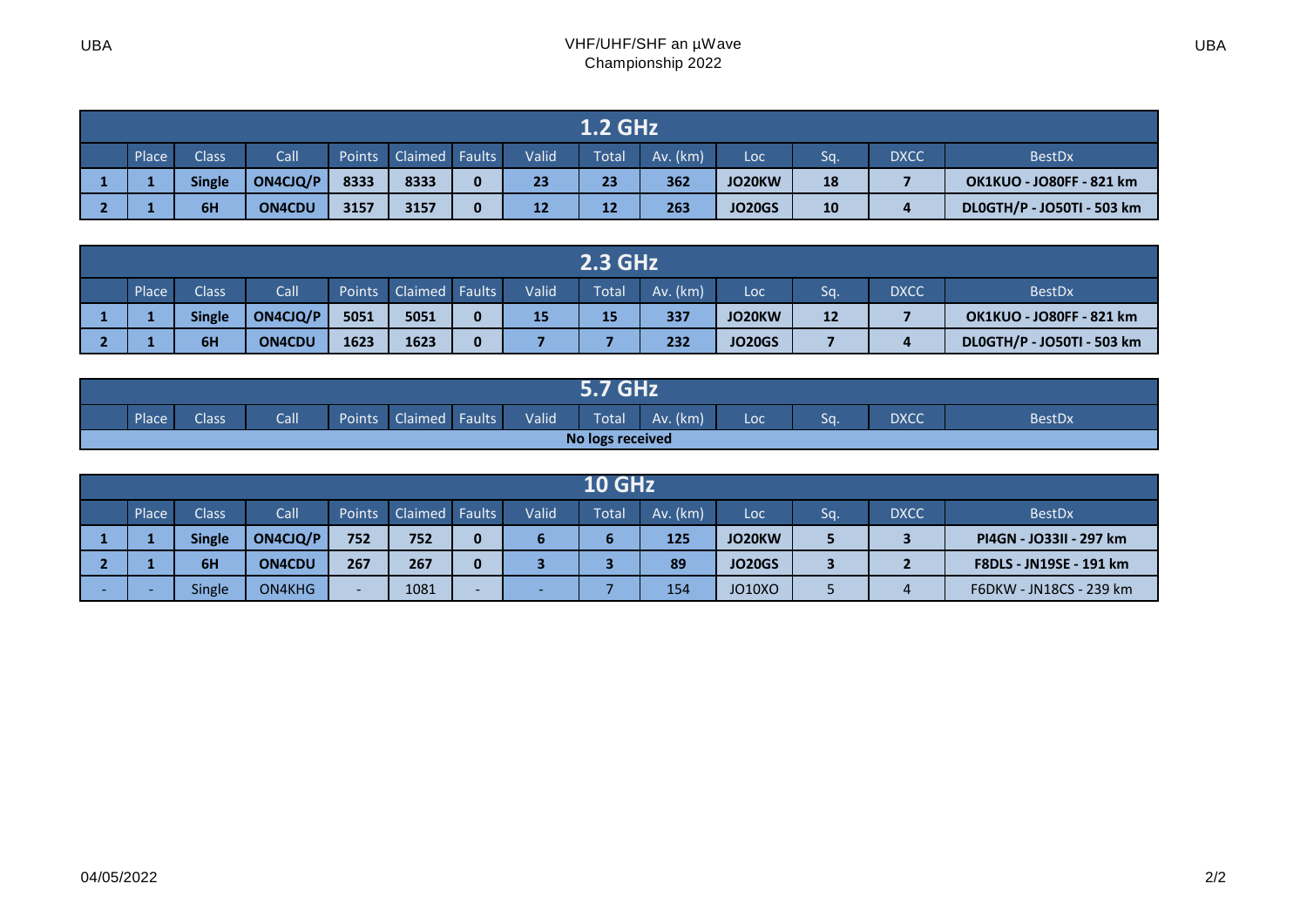# VHF/UHF/SHF an µWave Championship 2022

## 1.2 GHz

| | Place | Class | Call | Points | Claimed | Faults | Valid | Total | Av. (km) | Loc | Sq. | DXCC | BestDx |
|---|---|---|---|---|---|---|---|---|---|---|---|---|---|
| **1** | **1** | **Single** | **ON4CJQ/P** | **8333** | **8333** | **0** | **23** | **23** | **362** | **JO20KW** | **18** | **7** | **OK1KUO - JO80FF - 821 km** |
| **2** | **1** | **6H** | **ON4CDU** | **3157** | **3157** | **0** | **12** | **12** | **263** | **JO20GS** | **10** | **4** | **DL0GTH/P - JO50TI - 503 km** |

## 2.3 GHz

| | Place | Class | Call | Points | Claimed | Faults | Valid | Total | Av. (km) | Loc | Sq. | DXCC | BestDx |
|---|---|---|---|---|---|---|---|---|---|---|---|---|---|
| **1** | **1** | **Single** | **ON4CJQ/P** | **5051** | **5051** | **0** | **15** | **15** | **337** | **JO20KW** | **12** | **7** | **OK1KUO - JO80FF - 821 km** |
| **2** | **1** | **6H** | **ON4CDU** | **1623** | **1623** | **0** | **7** | **7** | **232** | **JO20GS** | **7** | **4** | **DL0GTH/P - JO50TI - 503 km** |

## 5.7 GHz

| | Place | Class | Call | Points | Claimed | Faults | Valid | Total | Av. (km) | Loc | Sq. | DXCC | BestDx |
|---|---|---|---|---|---|---|---|---|---|---|---|---|---|
| **No logs received** | | | | | | | | | | | | | |

## 10 GHz

| | Place | Class | Call | Points | Claimed | Faults | Valid | Total | Av. (km) | Loc | Sq. | DXCC | BestDx |
|---|---|---|---|---|---|---|---|---|---|---|---|---|---|
| **1** | **1** | **Single** | **ON4CJQ/P** | **752** | **752** | **0** | **6** | **6** | **125** | **JO20KW** | **5** | **3** | **PI4GN - JO33II - 297 km** |
| **2** | **1** | **6H** | **ON4CDU** | **267** | **267** | **0** | **3** | **3** | **89** | **JO20GS** | **3** | **2** | **F8DLS - JN19SE - 191 km** |
| - | - | Single | ON4KHG | - | 1081 | - | - | 7 | 154 | JO10XO | 5 | 4 | F6DKW - JN18CS - 239 km |

04/05/2022